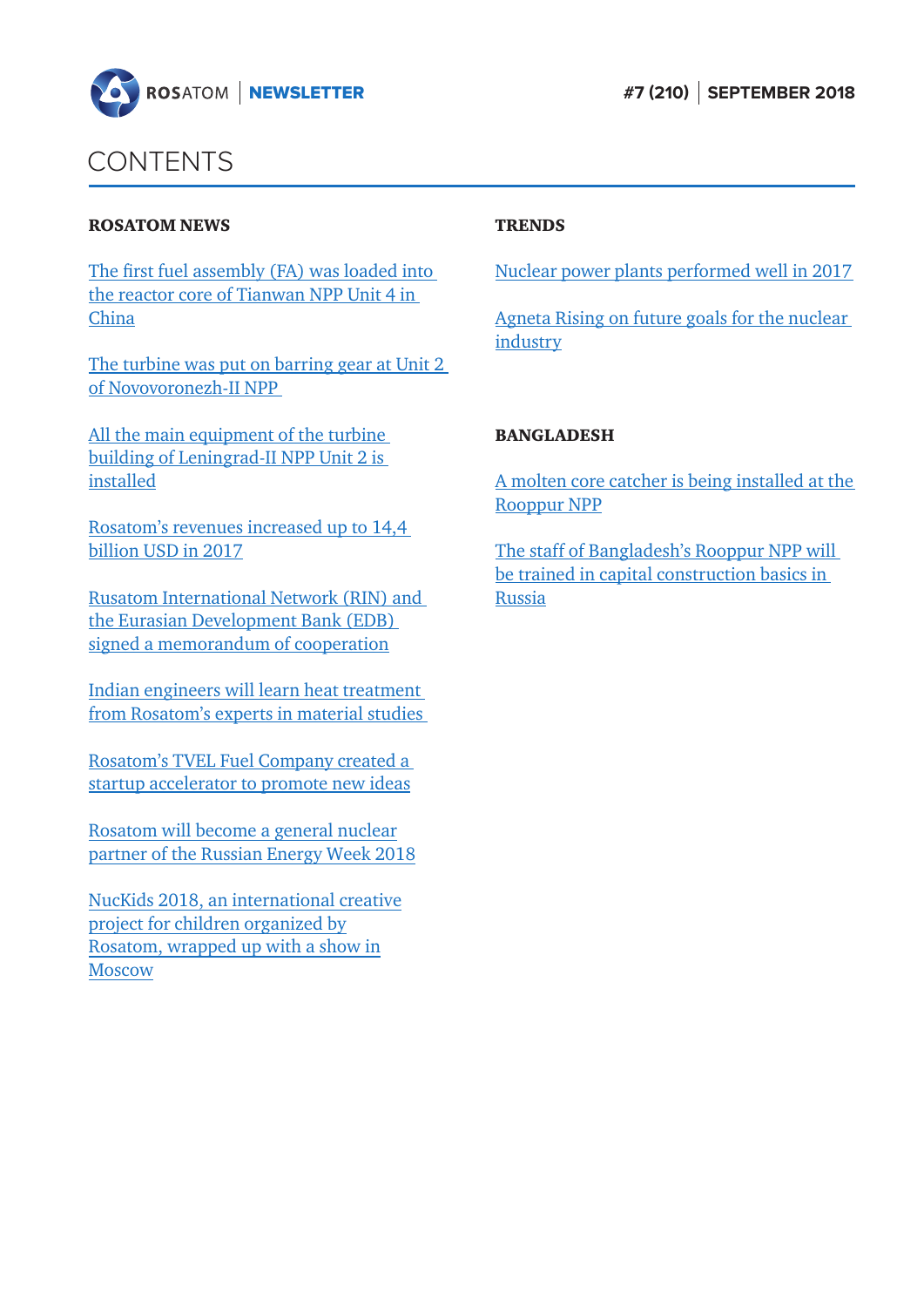ROSATOM | NEWSLETTER

#7 (210) | SEPTEMBER 2018

# CONTENTS

### ROSATOM NEWS

The first fuel assembly (FA) was loaded into the reactor core of Tianwan NPP Unit 4 in China

The turbine was put on barring gear at Unit 2 of Novovoronezh-II NPP

All the main equipment of the turbine building of Leningrad-II NPP Unit 2 is installed

Rosatom's revenues increased up to 14,4 billion USD in 2017

Rusatom International Network (RIN) and the Eurasian Development Bank (EDB) signed a memorandum of cooperation

Indian engineers will learn heat treatment from Rosatom's experts in material studies

Rosatom's TVEL Fuel Company created a startup accelerator to promote new ideas

Rosatom will become a general nuclear partner of the Russian Energy Week 2018

NucKids 2018, an international creative project for children organized by Rosatom, wrapped up with a show in Moscow

### TRENDS

Nuclear power plants performed well in 2017

Agneta Rising on future goals for the nuclear industry

### BANGLADESH

A molten core catcher is being installed at the Rooppur NPP

The staff of Bangladesh's Rooppur NPP will be trained in capital construction basics in Russia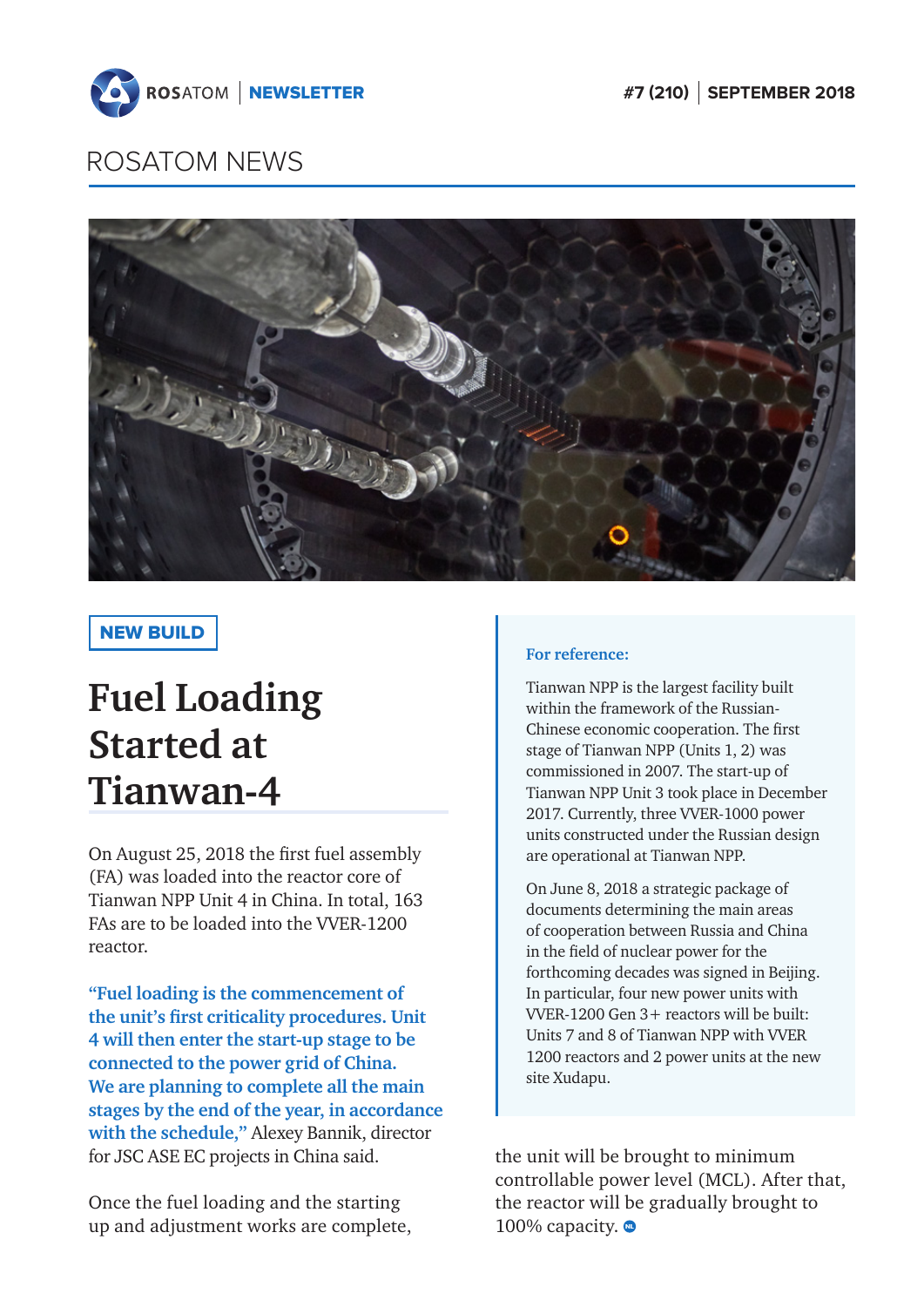# ROSATOM NEWS

**NEW BUILD**

## Fuel Loading Started at Tianwan-4

On August 25, 2018 the first fuel assembly (FA) was loaded into the reactor core of Tianwan NPP Unit 4 in China. In total, 163 FAs are to be loaded into the VVER-1200 reactor.

**"Fuel loading is the commencement of the unit's first criticality procedures. Unit 4 will then enter the start-up stage to be connected to the power grid of China. We are planning to complete all the main stages by the end of the year, in accordance with the schedule,"** Alexey Bannik, director for JSC ASE EC projects in China said.

Once the fuel loading and the starting up and adjustment works are complete, the unit will be brought to minimum controllable power level (MCL). After that, the reactor will be gradually brought to 100% capacity.

**For reference:**

Tianwan NPP is the largest facility built within the framework of the Russian-Chinese economic cooperation. The first stage of Tianwan NPP (Units 1, 2) was commissioned in 2007. The start-up of Tianwan NPP Unit 3 took place in December 2017. Currently, three VVER-1000 power units constructed under the Russian design are operational at Tianwan NPP.

On June 8, 2018 a strategic package of documents determining the main areas of cooperation between Russia and China in the field of nuclear power for the forthcoming decades was signed in Beijing. In particular, four new power units with VVER-1200 Gen 3+ reactors will be built: Units 7 and 8 of Tianwan NPP with VVER 1200 reactors and 2 power units at the new site Xudapu.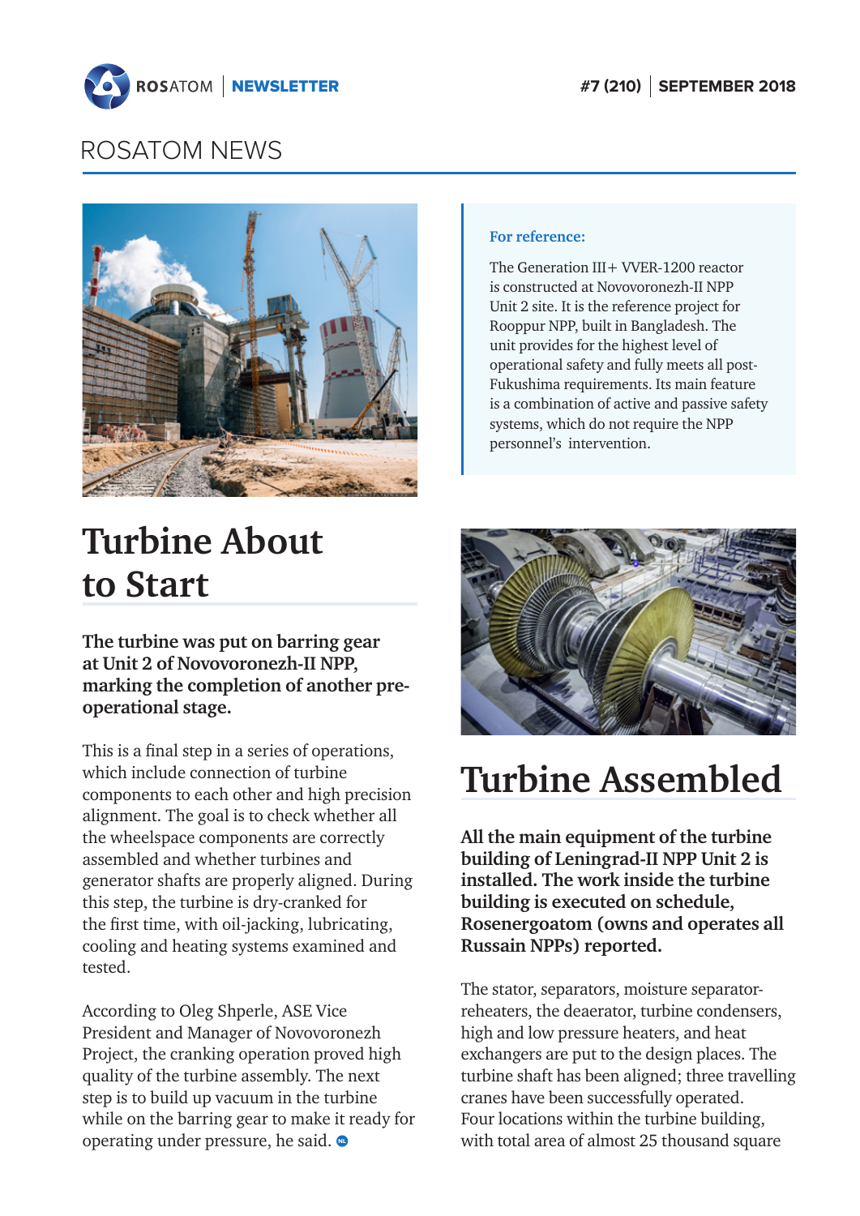## ROSATOM NEWS

**For reference:**

The Generation III+ VVER-1200 reactor is constructed at Novovoronezh-II NPP Unit 2 site. It is the reference project for Rooppur NPP, built in Bangladesh. The unit provides for the highest level of operational safety and fully meets all post-Fukushima requirements. Its main feature is a combination of active and passive safety systems, which do not require the NPP personnel's intervention.

# Turbine About to Start

**The turbine was put on barring gear at Unit 2 of Novovoronezh-II NPP, marking the completion of another pre-operational stage.**

This is a final step in a series of operations, which include connection of turbine components to each other and high precision alignment. The goal is to check whether all the wheelspace components are correctly assembled and whether turbines and generator shafts are properly aligned. During this step, the turbine is dry-cranked for the first time, with oil-jacking, lubricating, cooling and heating systems examined and tested.

According to Oleg Shperle, ASE Vice President and Manager of Novovoronezh Project, the cranking operation proved high quality of the turbine assembly. The next step is to build up vacuum in the turbine while on the barring gear to make it ready for operating under pressure, he said.

# Turbine Assembled

**All the main equipment of the turbine building of Leningrad-II NPP Unit 2 is installed. The work inside the turbine building is executed on schedule, Rosenergoatom (owns and operates all Russain NPPs) reported.**

The stator, separators, moisture separator-reheaters, the deaerator, turbine condensers, high and low pressure heaters, and heat exchangers are put to the design places. The turbine shaft has been aligned; three travelling cranes have been successfully operated. Four locations within the turbine building, with total area of almost 25 thousand square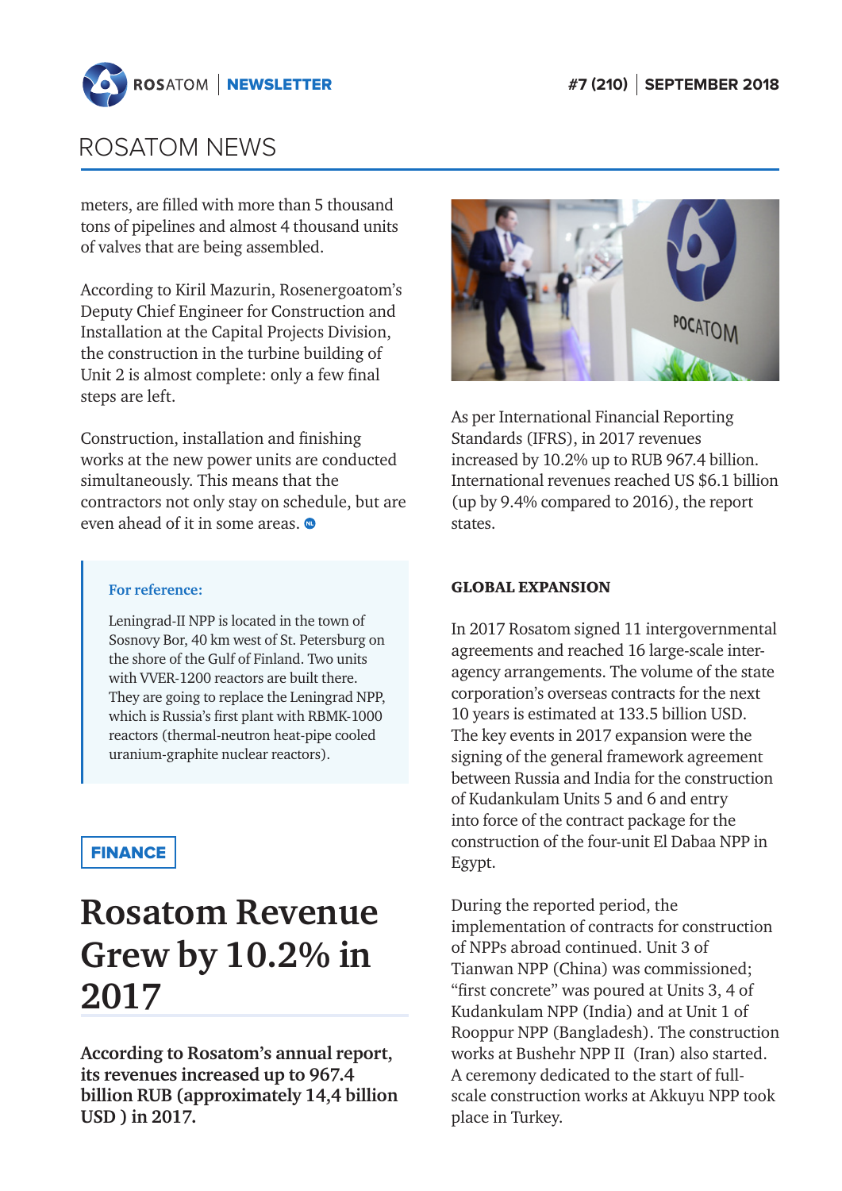meters, are filled with more than 5 thousand tons of pipelines and almost 4 thousand units of valves that are being assembled.

According to Kiril Mazurin, Rosenergoatom's Deputy Chief Engineer for Construction and Installation at the Capital Projects Division, the construction in the turbine building of Unit 2 is almost complete: only a few final steps are left.

Construction, installation and finishing works at the new power units are conducted simultaneously. This means that the contractors not only stay on schedule, but are even ahead of it in some areas.

> **For reference:**
>
> Leningrad-II NPP is located in the town of Sosnovy Bor, 40 km west of St. Petersburg on the shore of the Gulf of Finland. Two units with VVER-1200 reactors are built there. They are going to replace the Leningrad NPP, which is Russia's first plant with RBMK-1000 reactors (thermal-neutron heat-pipe cooled uranium-graphite nuclear reactors).

**FINANCE**

# Rosatom Revenue Grew by 10.2% in 2017

**According to Rosatom's annual report, its revenues increased up to 967.4 billion RUB (approximately 14,4 billion USD ) in 2017.**

As per International Financial Reporting Standards (IFRS), in 2017 revenues increased by 10.2% up to RUB 967.4 billion. International revenues reached US $6.1 billion (up by 9.4% compared to 2016), the report states.

### GLOBAL EXPANSION

In 2017 Rosatom signed 11 intergovernmental agreements and reached 16 large-scale inter-agency arrangements. The volume of the state corporation's overseas contracts for the next 10 years is estimated at 133.5 billion USD. The key events in 2017 expansion were the signing of the general framework agreement between Russia and India for the construction of Kudankulam Units 5 and 6 and entry into force of the contract package for the construction of the four-unit El Dabaa NPP in Egypt.

During the reported period, the implementation of contracts for construction of NPPs abroad continued. Unit 3 of Tianwan NPP (China) was commissioned; "first concrete" was poured at Units 3, 4 of Kudankulam NPP (India) and at Unit 1 of Rooppur NPP (Bangladesh). The construction works at Bushehr NPP II (Iran) also started. A ceremony dedicated to the start of full-scale construction works at Akkuyu NPP took place in Turkey.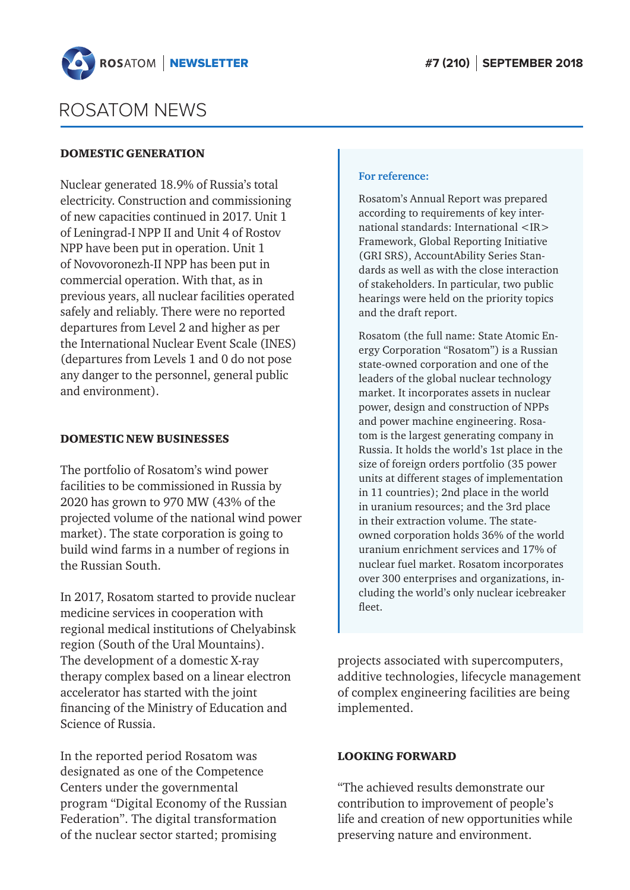# ROSATOM NEWS

### DOMESTIC GENERATION

Nuclear generated 18.9% of Russia's total electricity. Construction and commissioning of new capacities continued in 2017. Unit 1 of Leningrad-I NPP II and Unit 4 of Rostov NPP have been put in operation. Unit 1 of Novovoronezh-II NPP has been put in commercial operation. With that, as in previous years, all nuclear facilities operated safely and reliably. There were no reported departures from Level 2 and higher as per the International Nuclear Event Scale (INES) (departures from Levels 1 and 0 do not pose any danger to the personnel, general public and environment).

### DOMESTIC NEW BUSINESSES

The portfolio of Rosatom's wind power facilities to be commissioned in Russia by 2020 has grown to 970 MW (43% of the projected volume of the national wind power market). The state corporation is going to build wind farms in a number of regions in the Russian South.

In 2017, Rosatom started to provide nuclear medicine services in cooperation with regional medical institutions of Chelyabinsk region (South of the Ural Mountains). The development of a domestic X-ray therapy complex based on a linear electron accelerator has started with the joint financing of the Ministry of Education and Science of Russia.

In the reported period Rosatom was designated as one of the Competence Centers under the governmental program "Digital Economy of the Russian Federation". The digital transformation of the nuclear sector started; promising projects associated with supercomputers, additive technologies, lifecycle management of complex engineering facilities are being implemented.

### LOOKING FORWARD

"The achieved results demonstrate our contribution to improvement of people's life and creation of new opportunities while preserving nature and environment.

**For reference:**

Rosatom's Annual Report was prepared according to requirements of key international standards: International <IR> Framework, Global Reporting Initiative (GRI SRS), AccountAbility Series Standards as well as with the close interaction of stakeholders. In particular, two public hearings were held on the priority topics and the draft report.

Rosatom (the full name: State Atomic Energy Corporation "Rosatom") is a Russian state-owned corporation and one of the leaders of the global nuclear technology market. It incorporates assets in nuclear power, design and construction of NPPs and power machine engineering. Rosatom is the largest generating company in Russia. It holds the world's 1st place in the size of foreign orders portfolio (35 power units at different stages of implementation in 11 countries); 2nd place in the world in uranium resources; and the 3rd place in their extraction volume. The state-owned corporation holds 36% of the world uranium enrichment services and 17% of nuclear fuel market. Rosatom incorporates over 300 enterprises and organizations, including the world's only nuclear icebreaker fleet.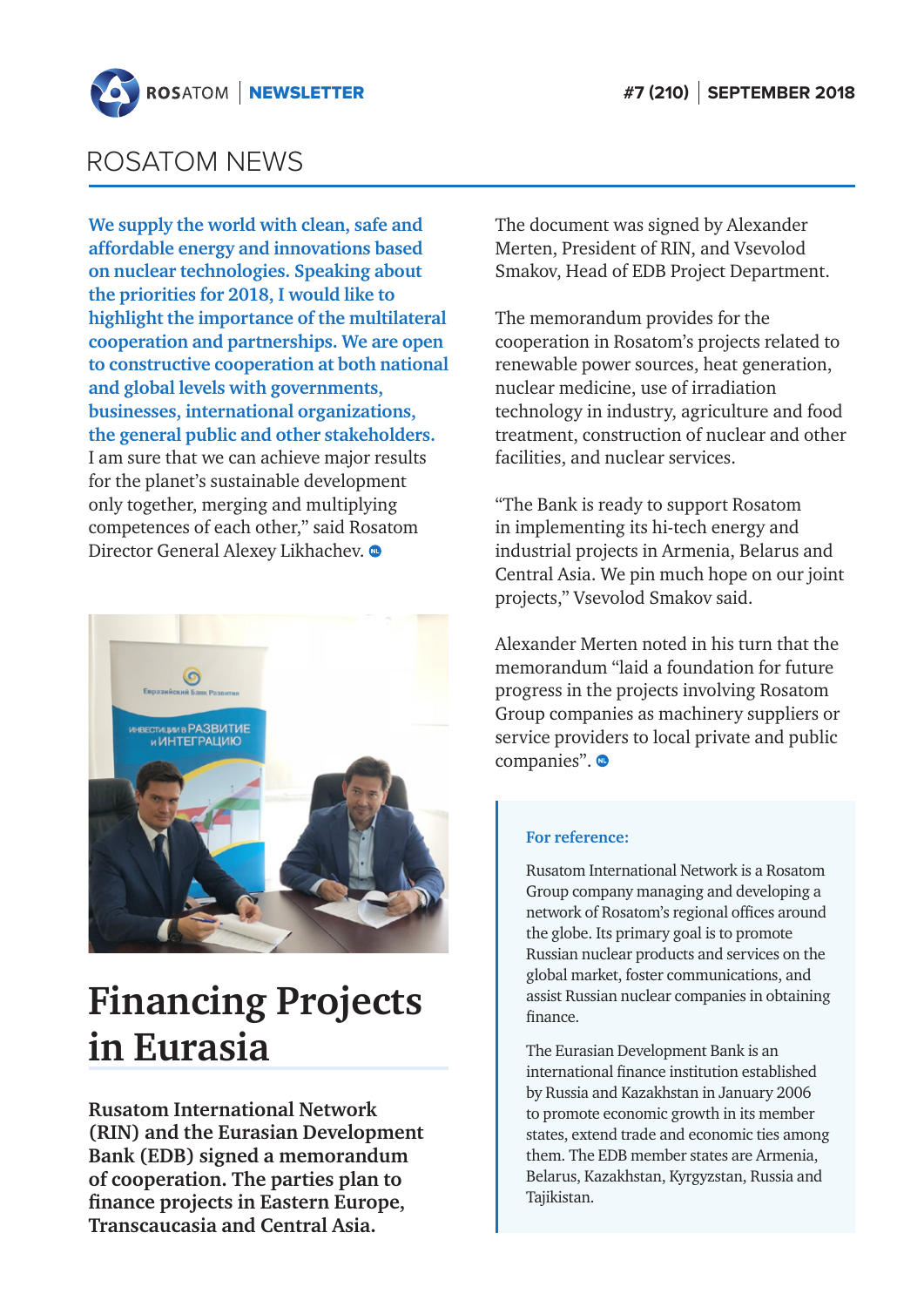## ROSATOM NEWS

**We supply the world with clean, safe and affordable energy and innovations based on nuclear technologies. Speaking about the priorities for 2018, I would like to highlight the importance of the multilateral cooperation and partnerships. We are open to constructive cooperation at both national and global levels with governments, businesses, international organizations, the general public and other stakeholders.** I am sure that we can achieve major results for the planet's sustainable development only together, merging and multiplying competences of each other," said Rosatom Director General Alexey Likhachev.

# Financing Projects in Eurasia

**Rusatom International Network (RIN) and the Eurasian Development Bank (EDB) signed a memorandum of cooperation. The parties plan to finance projects in Eastern Europe, Transcaucasia and Central Asia.**

The document was signed by Alexander Merten, President of RIN, and Vsevolod Smakov, Head of EDB Project Department.

The memorandum provides for the cooperation in Rosatom's projects related to renewable power sources, heat generation, nuclear medicine, use of irradiation technology in industry, agriculture and food treatment, construction of nuclear and other facilities, and nuclear services.

"The Bank is ready to support Rosatom in implementing its hi-tech energy and industrial projects in Armenia, Belarus and Central Asia. We pin much hope on our joint projects," Vsevolod Smakov said.

Alexander Merten noted in his turn that the memorandum "laid a foundation for future progress in the projects involving Rosatom Group companies as machinery suppliers or service providers to local private and public companies".

**For reference:**

Rusatom International Network is a Rosatom Group company managing and developing a network of Rosatom's regional offices around the globe. Its primary goal is to promote Russian nuclear products and services on the global market, foster communications, and assist Russian nuclear companies in obtaining finance.

The Eurasian Development Bank is an international finance institution established by Russia and Kazakhstan in January 2006 to promote economic growth in its member states, extend trade and economic ties among them. The EDB member states are Armenia, Belarus, Kazakhstan, Kyrgyzstan, Russia and Tajikistan.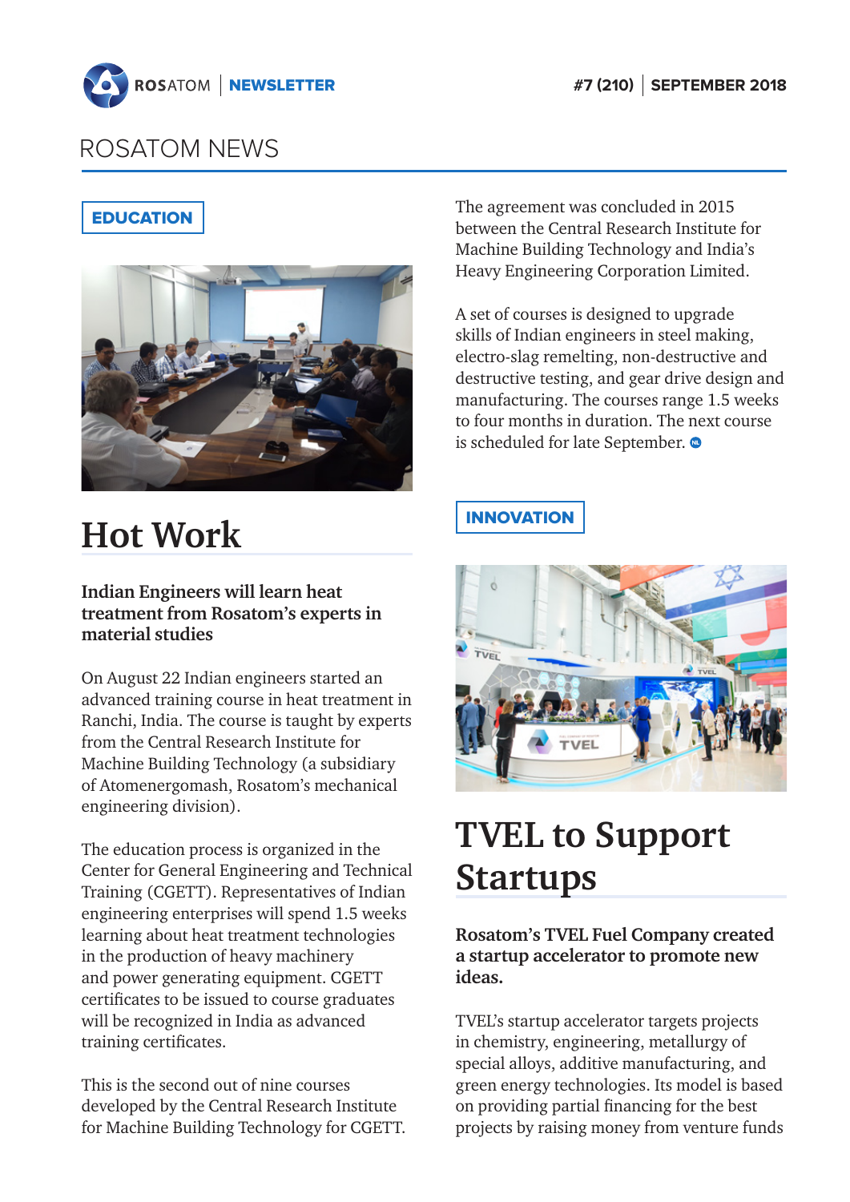## ROSATOM NEWS

**EDUCATION**

# Hot Work

**Indian Engineers will learn heat treatment from Rosatom's experts in material studies**

On August 22 Indian engineers started an advanced training course in heat treatment in Ranchi, India. The course is taught by experts from the Central Research Institute for Machine Building Technology (a subsidiary of Atomenergomash, Rosatom's mechanical engineering division).

The education process is organized in the Center for General Engineering and Technical Training (CGETT). Representatives of Indian engineering enterprises will spend 1.5 weeks learning about heat treatment technologies in the production of heavy machinery and power generating equipment. CGETT certificates to be issued to course graduates will be recognized in India as advanced training certificates.

This is the second out of nine courses developed by the Central Research Institute for Machine Building Technology for CGETT.

The agreement was concluded in 2015 between the Central Research Institute for Machine Building Technology and India's Heavy Engineering Corporation Limited.

A set of courses is designed to upgrade skills of Indian engineers in steel making, electro-slag remelting, non-destructive and destructive testing, and gear drive design and manufacturing. The courses range 1.5 weeks to four months in duration. The next course is scheduled for late September.

**INNOVATION**

# TVEL to Support Startups

**Rosatom's TVEL Fuel Company created a startup accelerator to promote new ideas.**

TVEL's startup accelerator targets projects in chemistry, engineering, metallurgy of special alloys, additive manufacturing, and green energy technologies. Its model is based on providing partial financing for the best projects by raising money from venture funds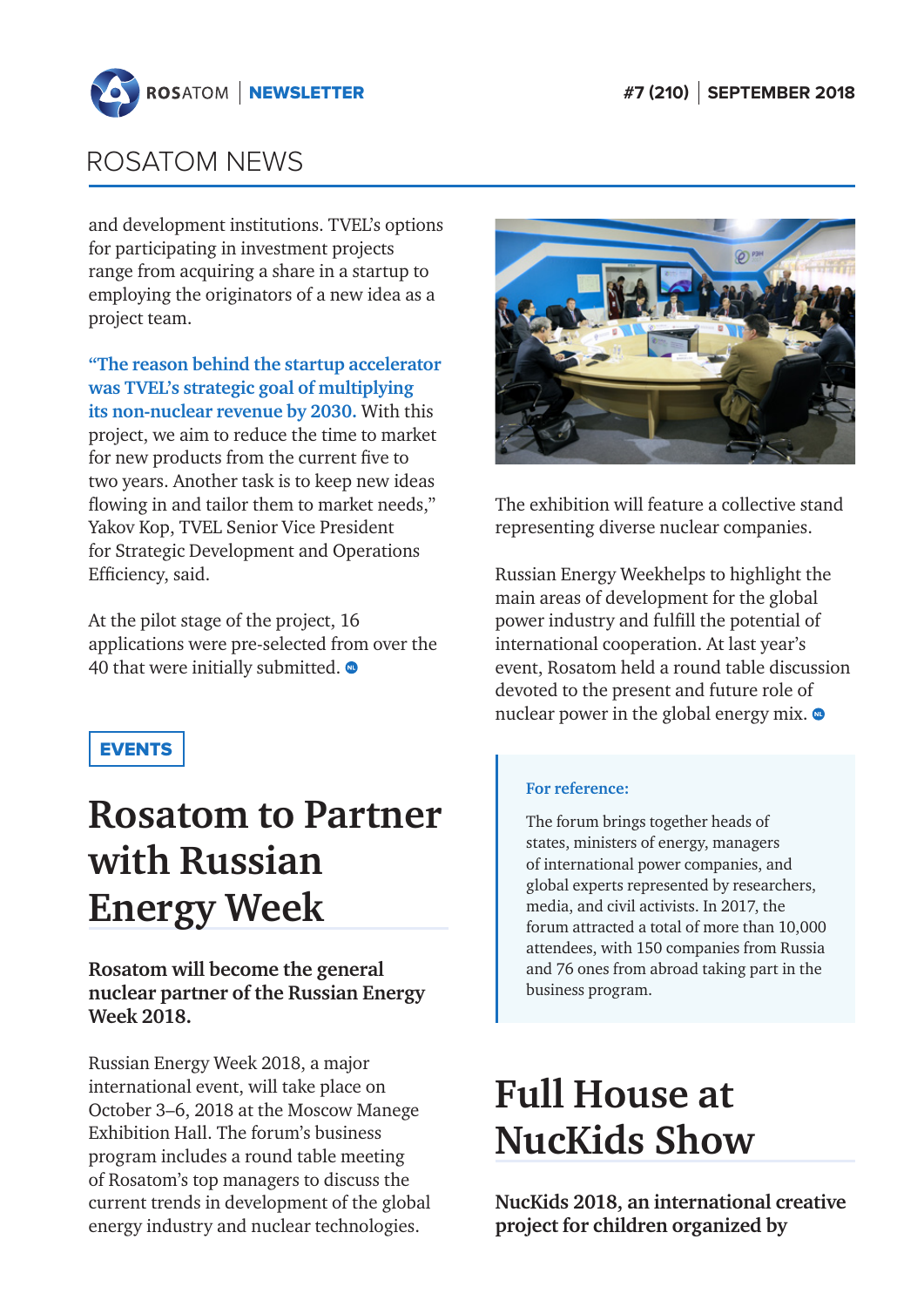## ROSATOM NEWS

and development institutions. TVEL's options for participating in investment projects range from acquiring a share in a startup to employing the originators of a new idea as a project team.

**"The reason behind the startup accelerator was TVEL's strategic goal of multiplying its non-nuclear revenue by 2030.** With this project, we aim to reduce the time to market for new products from the current five to two years. Another task is to keep new ideas flowing in and tailor them to market needs," Yakov Kop, TVEL Senior Vice President for Strategic Development and Operations Efficiency, said.

At the pilot stage of the project, 16 applications were pre-selected from over the 40 that were initially submitted.

**EVENTS**

# Rosatom to Partner with Russian Energy Week

**Rosatom will become the general nuclear partner of the Russian Energy Week 2018.**

Russian Energy Week 2018, a major international event, will take place on October 3–6, 2018 at the Moscow Manege Exhibition Hall. The forum's business program includes a round table meeting of Rosatom's top managers to discuss the current trends in development of the global energy industry and nuclear technologies.

The exhibition will feature a collective stand representing diverse nuclear companies.

Russian Energy Weekhelps to highlight the main areas of development for the global power industry and fulfill the potential of international cooperation. At last year's event, Rosatom held a round table discussion devoted to the present and future role of nuclear power in the global energy mix.

> **For reference:**
>
> The forum brings together heads of states, ministers of energy, managers of international power companies, and global experts represented by researchers, media, and civil activists. In 2017, the forum attracted a total of more than 10,000 attendees, with 150 companies from Russia and 76 ones from abroad taking part in the business program.

# Full House at NucKids Show

**NucKids 2018, an international creative project for children organized by**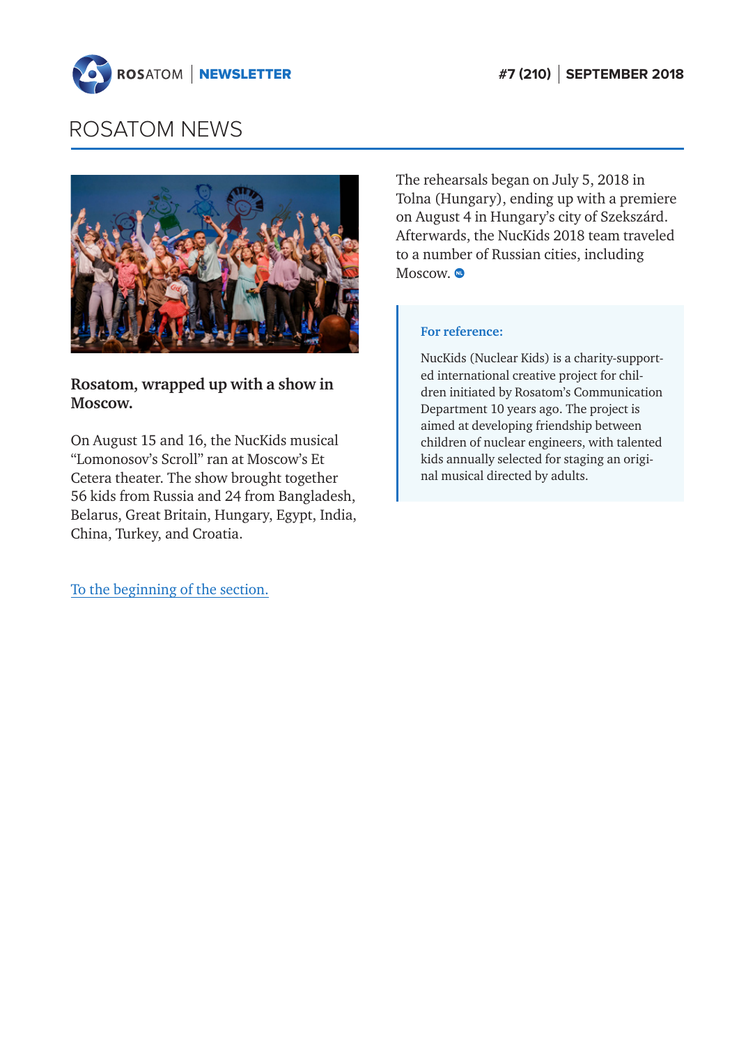## ROSATOM NEWS

**Rosatom, wrapped up with a show in Moscow.**

On August 15 and 16, the NucKids musical "Lomonosov's Scroll" ran at Moscow's Et Cetera theater. The show brought together 56 kids from Russia and 24 from Bangladesh, Belarus, Great Britain, Hungary, Egypt, India, China, Turkey, and Croatia.

The rehearsals began on July 5, 2018 in Tolna (Hungary), ending up with a premiere on August 4 in Hungary's city of Szekszárd. Afterwards, the NucKids 2018 team traveled to a number of Russian cities, including Moscow.

> **For reference:**
>
> NucKids (Nuclear Kids) is a charity-supported international creative project for children initiated by Rosatom's Communication Department 10 years ago. The project is aimed at developing friendship between children of nuclear engineers, with talented kids annually selected for staging an original musical directed by adults.

To the beginning of the section.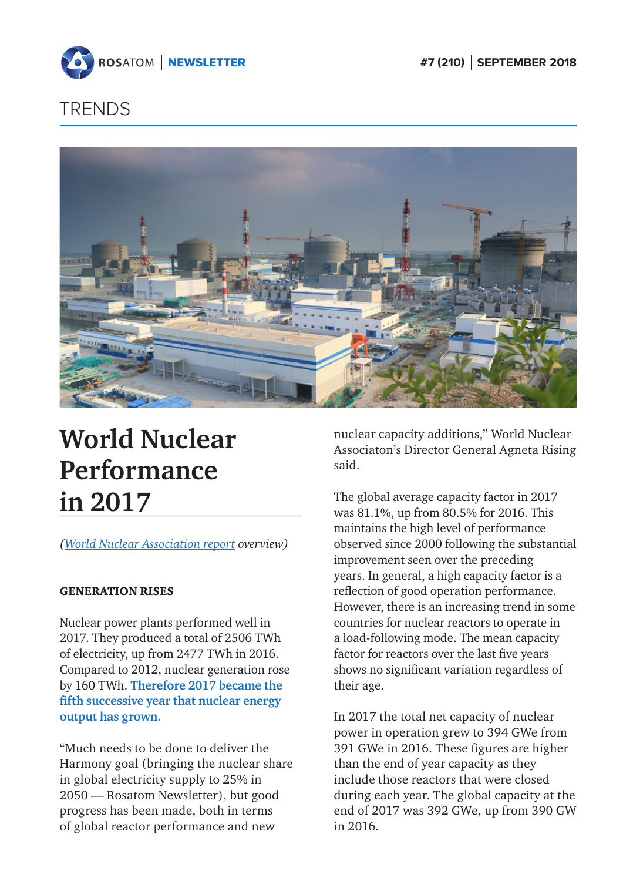# TRENDS

# World Nuclear Performance in 2017

*(World Nuclear Association report overview)*

**GENERATION RISES**

Nuclear power plants performed well in 2017. They produced a total of 2506 TWh of electricity, up from 2477 TWh in 2016. Compared to 2012, nuclear generation rose by 160 TWh. **Therefore 2017 became the fifth successive year that nuclear energy output has grown.**

"Much needs to be done to deliver the Harmony goal (bringing the nuclear share in global electricity supply to 25% in 2050 — Rosatom Newsletter), but good progress has been made, both in terms of global reactor performance and new nuclear capacity additions," World Nuclear Associaton's Director General Agneta Rising said.

The global average capacity factor in 2017 was 81.1%, up from 80.5% for 2016. This maintains the high level of performance observed since 2000 following the substantial improvement seen over the preceding years. In general, a high capacity factor is a reflection of good operation performance. However, there is an increasing trend in some countries for nuclear reactors to operate in a load-following mode. The mean capacity factor for reactors over the last five years shows no significant variation regardless of their age.

In 2017 the total net capacity of nuclear power in operation grew to 394 GWe from 391 GWe in 2016. These figures are higher than the end of year capacity as they include those reactors that were closed during each year. The global capacity at the end of 2017 was 392 GWe, up from 390 GW in 2016.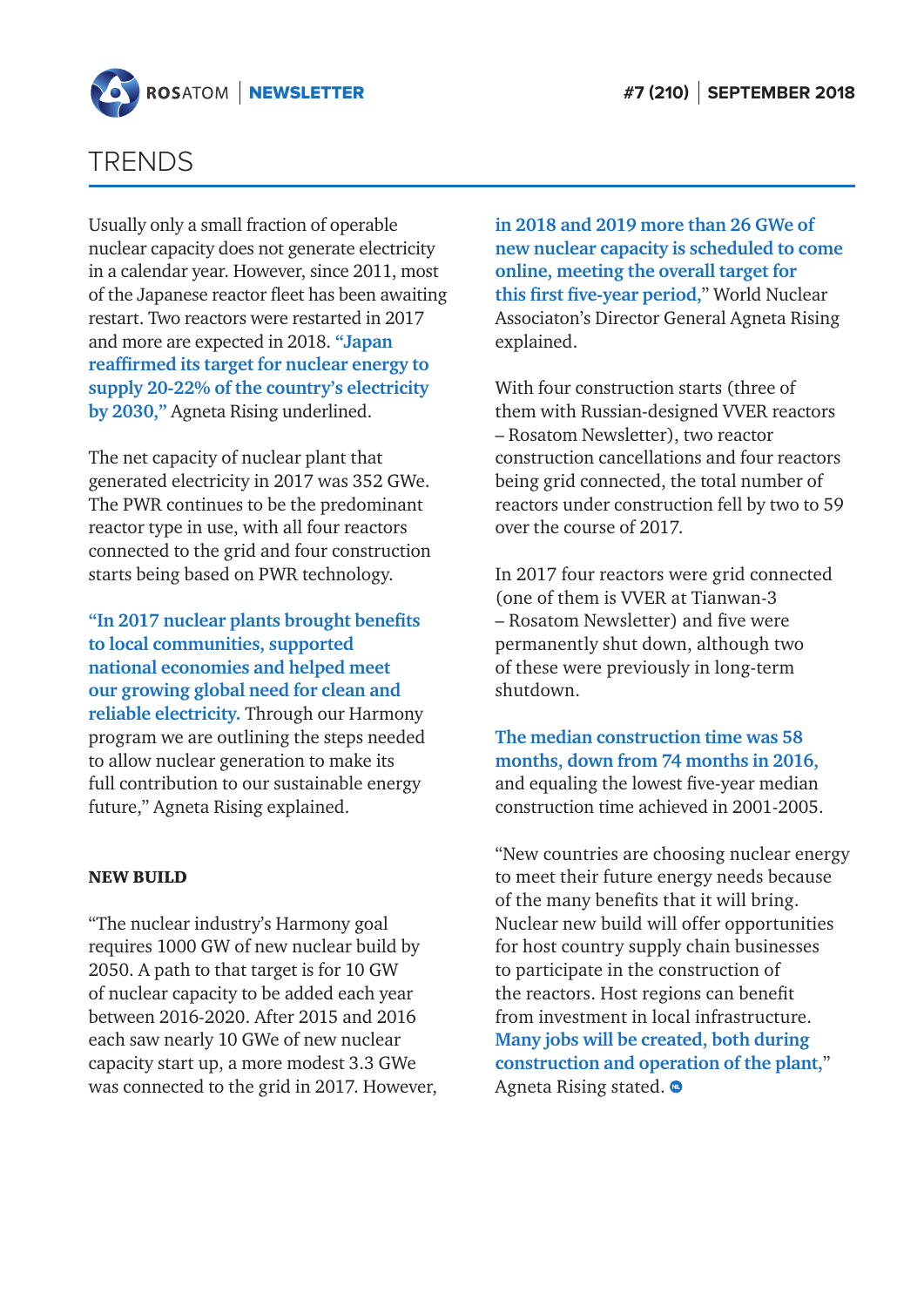# TRENDS

Usually only a small fraction of operable nuclear capacity does not generate electricity in a calendar year. However, since 2011, most of the Japanese reactor fleet has been awaiting restart. Two reactors were restarted in 2017 and more are expected in 2018. **"Japan reaffirmed its target for nuclear energy to supply 20-22% of the country's electricity by 2030,"** Agneta Rising underlined.

The net capacity of nuclear plant that generated electricity in 2017 was 352 GWe. The PWR continues to be the predominant reactor type in use, with all four reactors connected to the grid and four construction starts being based on PWR technology.

**"In 2017 nuclear plants brought benefits to local communities, supported national economies and helped meet our growing global need for clean and reliable electricity.** Through our Harmony program we are outlining the steps needed to allow nuclear generation to make its full contribution to our sustainable energy future," Agneta Rising explained.

**NEW BUILD**

"The nuclear industry's Harmony goal requires 1000 GW of new nuclear build by 2050. A path to that target is for 10 GW of nuclear capacity to be added each year between 2016-2020. After 2015 and 2016 each saw nearly 10 GWe of new nuclear capacity start up, a more modest 3.3 GWe was connected to the grid in 2017. However, **in 2018 and 2019 more than 26 GWe of new nuclear capacity is scheduled to come online, meeting the overall target for this first five-year period,"** World Nuclear Associaton's Director General Agneta Rising explained.

With four construction starts (three of them with Russian-designed VVER reactors – Rosatom Newsletter), two reactor construction cancellations and four reactors being grid connected, the total number of reactors under construction fell by two to 59 over the course of 2017.

In 2017 four reactors were grid connected (one of them is VVER at Tianwan-3 – Rosatom Newsletter) and five were permanently shut down, although two of these were previously in long-term shutdown.

**The median construction time was 58 months, down from 74 months in 2016,** and equaling the lowest five-year median construction time achieved in 2001-2005.

"New countries are choosing nuclear energy to meet their future energy needs because of the many benefits that it will bring. Nuclear new build will offer opportunities for host country supply chain businesses to participate in the construction of the reactors. Host regions can benefit from investment in local infrastructure. **Many jobs will be created, both during construction and operation of the plant,"** Agneta Rising stated.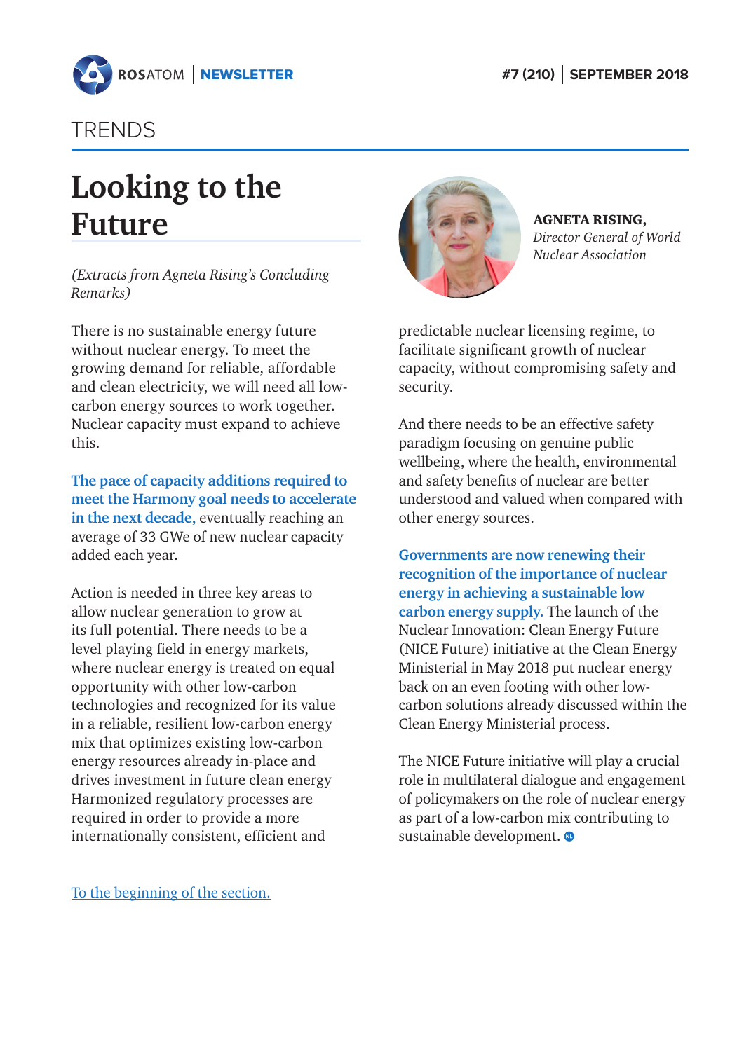TRENDS

# Looking to the Future

*(Extracts from Agneta Rising's Concluding Remarks)*

**AGNETA RISING,**
*Director General of World Nuclear Association*

There is no sustainable energy future without nuclear energy. To meet the growing demand for reliable, affordable and clean electricity, we will need all low-carbon energy sources to work together. Nuclear capacity must expand to achieve this.

**The pace of capacity additions required to meet the Harmony goal needs to accelerate in the next decade,** eventually reaching an average of 33 GWe of new nuclear capacity added each year.

Action is needed in three key areas to allow nuclear generation to grow at its full potential. There needs to be a level playing field in energy markets, where nuclear energy is treated on equal opportunity with other low-carbon technologies and recognized for its value in a reliable, resilient low-carbon energy mix that optimizes existing low-carbon energy resources already in-place and drives investment in future clean energy Harmonized regulatory processes are required in order to provide a more internationally consistent, efficient and predictable nuclear licensing regime, to facilitate significant growth of nuclear capacity, without compromising safety and security.

And there needs to be an effective safety paradigm focusing on genuine public wellbeing, where the health, environmental and safety benefits of nuclear are better understood and valued when compared with other energy sources.

**Governments are now renewing their recognition of the importance of nuclear energy in achieving a sustainable low carbon energy supply.** The launch of the Nuclear Innovation: Clean Energy Future (NICE Future) initiative at the Clean Energy Ministerial in May 2018 put nuclear energy back on an even footing with other low-carbon solutions already discussed within the Clean Energy Ministerial process.

The NICE Future initiative will play a crucial role in multilateral dialogue and engagement of policymakers on the role of nuclear energy as part of a low-carbon mix contributing to sustainable development.

To the beginning of the section.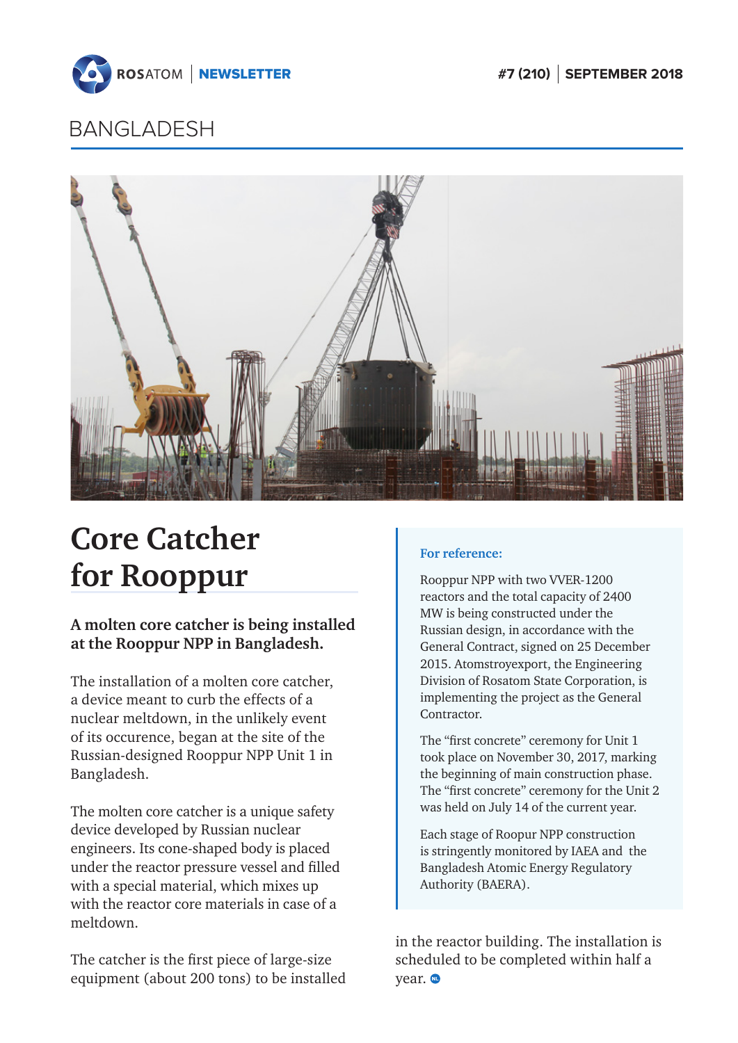## BANGLADESH

# Core Catcher for Rooppur

**A molten core catcher is being installed at the Rooppur NPP in Bangladesh.**

The installation of a molten core catcher, a device meant to curb the effects of a nuclear meltdown, in the unlikely event of its occurence, began at the site of the Russian-designed Rooppur NPP Unit 1 in Bangladesh.

The molten core catcher is a unique safety device developed by Russian nuclear engineers. Its cone-shaped body is placed under the reactor pressure vessel and filled with a special material, which mixes up with the reactor core materials in case of a meltdown.

The catcher is the first piece of large-size equipment (about 200 tons) to be installed in the reactor building. The installation is scheduled to be completed within half a year.

**For reference:**

Rooppur NPP with two VVER-1200 reactors and the total capacity of 2400 MW is being constructed under the Russian design, in accordance with the General Contract, signed on 25 December 2015. Atomstroyexport, the Engineering Division of Rosatom State Corporation, is implementing the project as the General Contractor.

The "first concrete" ceremony for Unit 1 took place on November 30, 2017, marking the beginning of main construction phase. The "first concrete" ceremony for the Unit 2 was held on July 14 of the current year.

Each stage of Roopur NPP construction is stringently monitored by IAEA and the Bangladesh Atomic Energy Regulatory Authority (BAERA).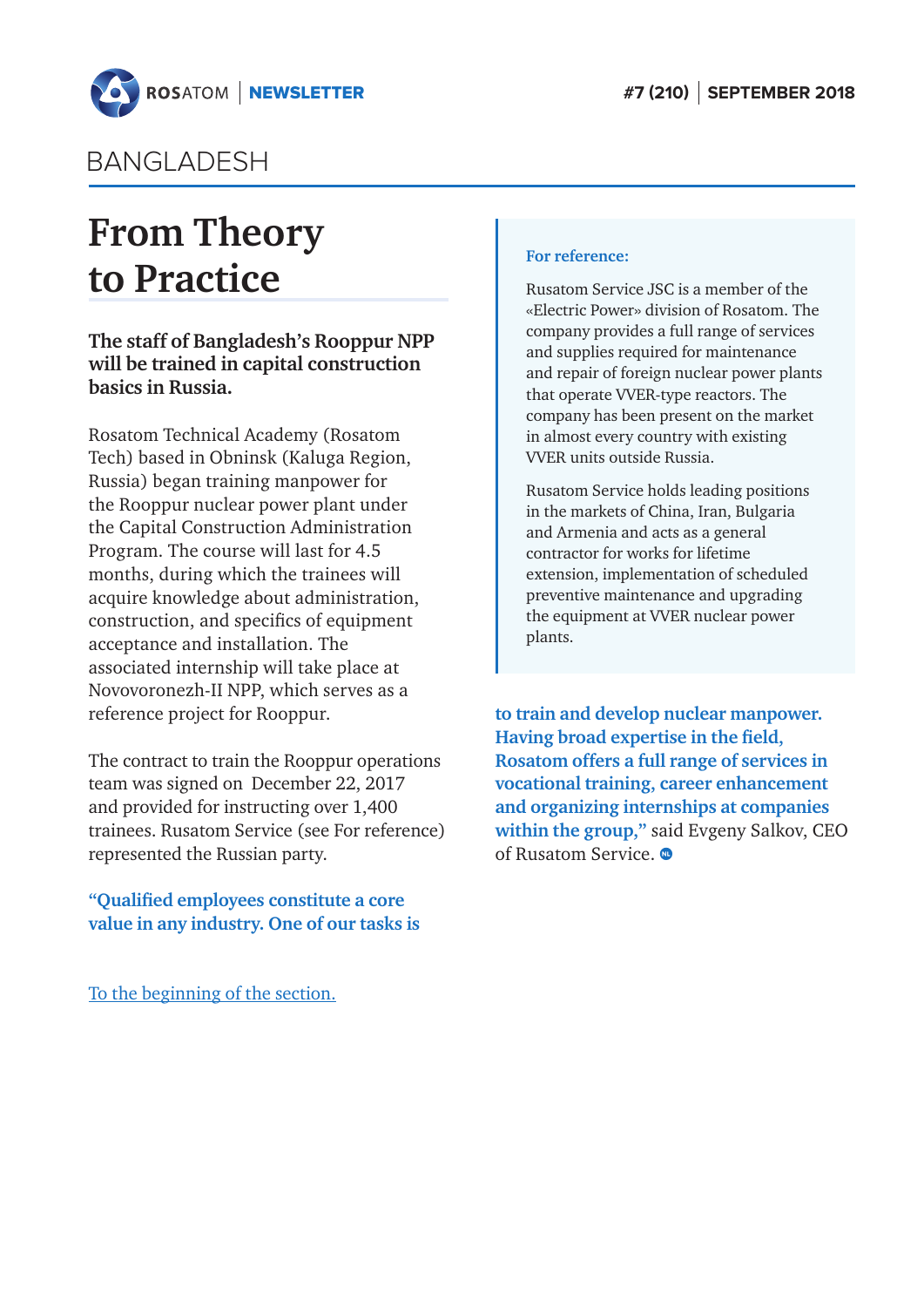# BANGLADESH

## From Theory to Practice

**The staff of Bangladesh's Rooppur NPP will be trained in capital construction basics in Russia.**

Rosatom Technical Academy (Rosatom Tech) based in Obninsk (Kaluga Region, Russia) began training manpower for the Rooppur nuclear power plant under the Capital Construction Administration Program. The course will last for 4.5 months, during which the trainees will acquire knowledge about administration, construction, and specifics of equipment acceptance and installation. The associated internship will take place at Novovoronezh-II NPP, which serves as a reference project for Rooppur.

The contract to train the Rooppur operations team was signed on December 22, 2017 and provided for instructing over 1,400 trainees. Rusatom Service (see For reference) represented the Russian party.

**"Qualified employees constitute a core value in any industry. One of our tasks is to train and develop nuclear manpower. Having broad expertise in the field, Rosatom offers a full range of services in vocational training, career enhancement and organizing internships at companies within the group,"** said Evgeny Salkov, CEO of Rusatom Service.

**For reference:**

Rusatom Service JSC is a member of the «Electric Power» division of Rosatom. The company provides a full range of services and supplies required for maintenance and repair of foreign nuclear power plants that operate VVER-type reactors. The company has been present on the market in almost every country with existing VVER units outside Russia.

Rusatom Service holds leading positions in the markets of China, Iran, Bulgaria and Armenia and acts as a general contractor for works for lifetime extension, implementation of scheduled preventive maintenance and upgrading the equipment at VVER nuclear power plants.

To the beginning of the section.